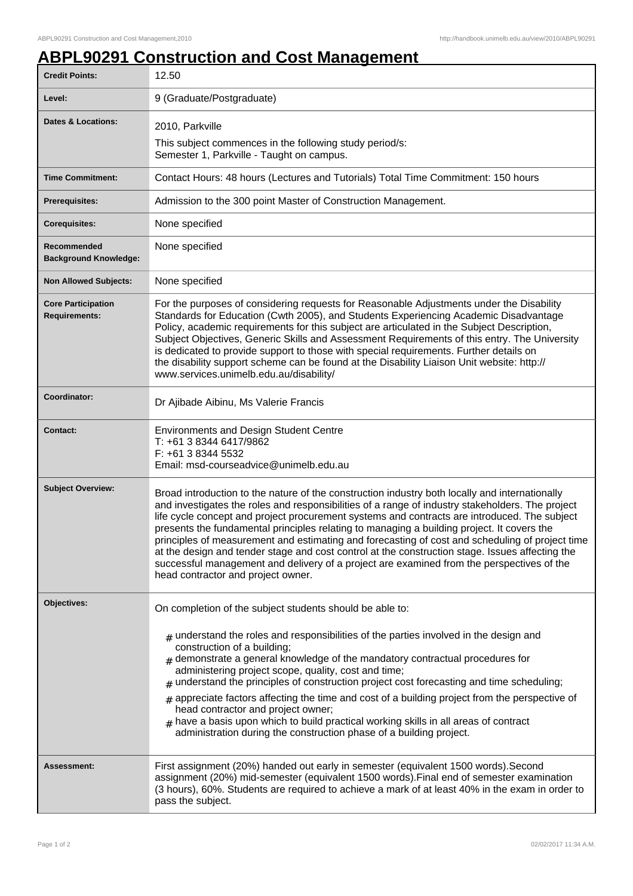# ABPL90291 Construction and Cost Management

| Credit Points: | 12.50 |
| --- | --- |
| Level: | 9 (Graduate/Postgraduate) |
| Dates & Locations: | 2010, Parkville<br>This subject commences in the following study period/s:<br>Semester 1, Parkville - Taught on campus. |
| Time Commitment: | Contact Hours: 48 hours (Lectures and Tutorials) Total Time Commitment: 150 hours |
| Prerequisites: | Admission to the 300 point Master of Construction Management. |
| Corequisites: | None specified |
| Recommended Background Knowledge: | None specified |
| Non Allowed Subjects: | None specified |
| Core Participation Requirements: | For the purposes of considering requests for Reasonable Adjustments under the Disability Standards for Education (Cwth 2005), and Students Experiencing Academic Disadvantage Policy, academic requirements for this subject are articulated in the Subject Description, Subject Objectives, Generic Skills and Assessment Requirements of this entry. The University is dedicated to provide support to those with special requirements. Further details on the disability support scheme can be found at the Disability Liaison Unit website: http://www.services.unimelb.edu.au/disability/ |
| Coordinator: | Dr Ajibade Aibinu, Ms Valerie Francis |
| Contact: | Environments and Design Student Centre<br>T: +61 3 8344 6417/9862<br>F: +61 3 8344 5532<br>Email: msd-courseadvice@unimelb.edu.au |
| Subject Overview: | Broad introduction to the nature of the construction industry both locally and internationally and investigates the roles and responsibilities of a range of industry stakeholders. The project life cycle concept and project procurement systems and contracts are introduced. The subject presents the fundamental principles relating to managing a building project. It covers the principles of measurement and estimating and forecasting of cost and scheduling of project time at the design and tender stage and cost control at the construction stage. Issues affecting the successful management and delivery of a project are examined from the perspectives of the head contractor and project owner. |
| Objectives: | On completion of the subject students should be able to:<br># understand the roles and responsibilities of the parties involved in the design and construction of a building;<br># demonstrate a general knowledge of the mandatory contractual procedures for administering project scope, quality, cost and time;<br># understand the principles of construction project cost forecasting and time scheduling;<br># appreciate factors affecting the time and cost of a building project from the perspective of head contractor and project owner;<br># have a basis upon which to build practical working skills in all areas of contract administration during the construction phase of a building project. |
| Assessment: | First assignment (20%) handed out early in semester (equivalent 1500 words).Second assignment (20%) mid-semester (equivalent 1500 words).Final end of semester examination (3 hours), 60%. Students are required to achieve a mark of at least 40% in the exam in order to pass the subject. |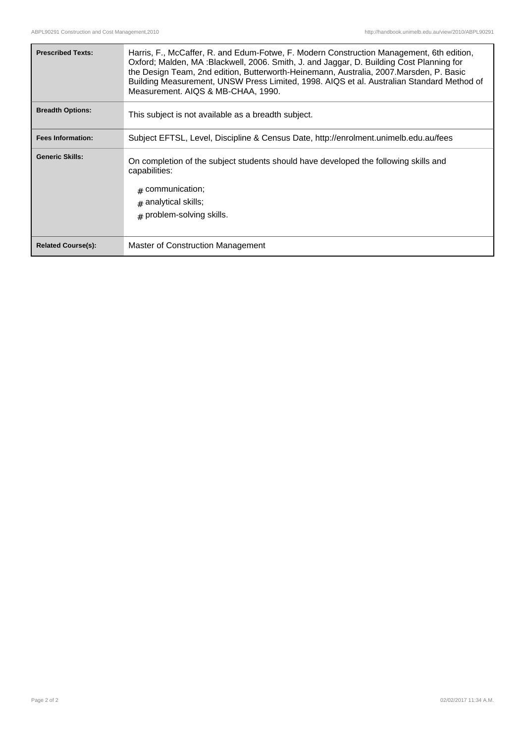| | |
|---|---|
| **Prescribed Texts:** | Harris, F., McCaffer, R. and Edum-Fotwe, F. Modern Construction Management, 6th edition, Oxford; Malden, MA :Blackwell, 2006. Smith, J. and Jaggar, D. Building Cost Planning for the Design Team, 2nd edition, Butterworth-Heinemann, Australia, 2007.Marsden, P. Basic Building Measurement, UNSW Press Limited, 1998. AIQS et al. Australian Standard Method of Measurement. AIQS & MB-CHAA, 1990. |
| **Breadth Options:** | This subject is not available as a breadth subject. |
| **Fees Information:** | Subject EFTSL, Level, Discipline & Census Date, http://enrolment.unimelb.edu.au/fees |
| **Generic Skills:** | On completion of the subject students should have developed the following skills and capabilities:<br># communication;<br># analytical skills;<br># problem-solving skills. |
| **Related Course(s):** | Master of Construction Management |